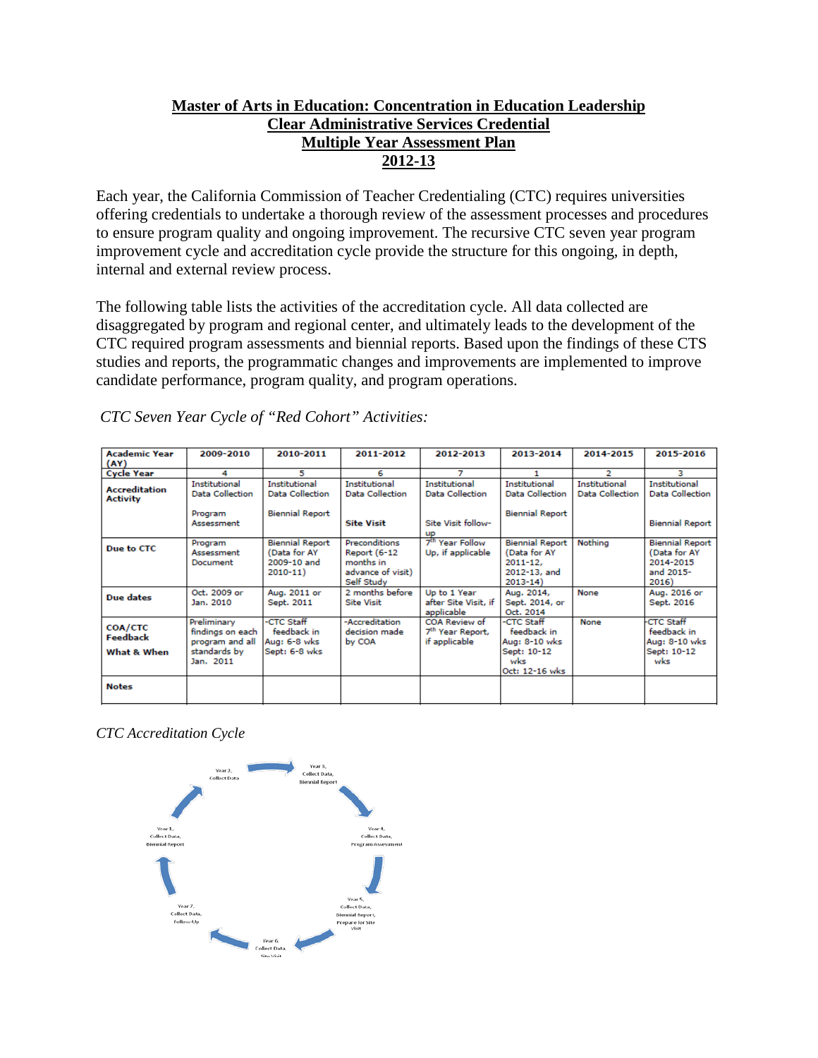**Master of Arts in Education: Concentration in Education Leadership**
**Clear Administrative Services Credential**
**Multiple Year Assessment Plan**
**2012-13**

Each year, the California Commission of Teacher Credentialing (CTC) requires universities offering credentials to undertake a thorough review of the assessment processes and procedures to ensure program quality and ongoing improvement. The recursive CTC seven year program improvement cycle and accreditation cycle provide the structure for this ongoing, in depth, internal and external review process.

The following table lists the activities of the accreditation cycle. All data collected are disaggregated by program and regional center, and ultimately leads to the development of the CTC required program assessments and biennial reports. Based upon the findings of these CTS studies and reports, the programmatic changes and improvements are implemented to improve candidate performance, program quality, and program operations.

*CTC Seven Year Cycle of "Red Cohort" Activities:*

| **Academic Year (AY)** | **2009-2010** | **2010-2011** | **2011-2012** | **2012-2013** | **2013-2014** | **2014-2015** | **2015-2016** |
|---|---|---|---|---|---|---|---|
| **Cycle Year** | 4 | 5 | 6 | 7 | 1 | 2 | 3 |
| **Accreditation Activity** | Institutional Data Collection<br><br>Program Assessment | Institutional Data Collection<br><br>Biennial Report | Institutional Data Collection<br><br>**Site Visit** | Institutional Data Collection<br><br>Site Visit follow-up | Institutional Data Collection<br><br>Biennial Report | Institutional Data Collection | Institutional Data Collection<br><br>Biennial Report |
| **Due to CTC** | Program Assessment Document | Biennial Report (Data for AY 2009-10 and 2010-11) | Preconditions Report (6-12 months in advance of visit) Self Study | 7th Year Follow Up, if applicable | Biennial Report (Data for AY 2011-12, 2012-13, and 2013-14) | Nothing | Biennial Report (Data for AY 2014-2015 and 2015-2016) |
| **Due dates** | Oct. 2009 or Jan. 2010 | Aug. 2011 or Sept. 2011 | 2 months before Site Visit | Up to 1 Year after Site Visit, if applicable | Aug. 2014, Sept. 2014, or Oct. 2014 | None | Aug. 2016 or Sept. 2016 |
| **COA/CTC Feedback**<br>**What & When** | Preliminary findings on each program and all standards by Jan. 2011 | -CTC Staff feedback in Aug: 6-8 wks Sept: 6-8 wks | -Accreditation decision made by COA | COA Review of 7th Year Report, if applicable | -CTC Staff feedback in Aug: 8-10 wks Sept: 10-12 wks Oct: 12-16 wks | None | -CTC Staff feedback in Aug: 8-10 wks Sept: 10-12 wks |
| **Notes** | | | | | | | |

*CTC Accreditation Cycle*

Year 1, Collect Data, Biennial Report → Year 2, Collect Data → Year 3, Collect Data, Biennial Report → Year 4, Collect Data, Program Assessment → Year 5, Collect Data, Biennial Report, Prepare for Site Visit → Year 6, Collect Data, Site Visit → Year 7, Collect Data, Follow-Up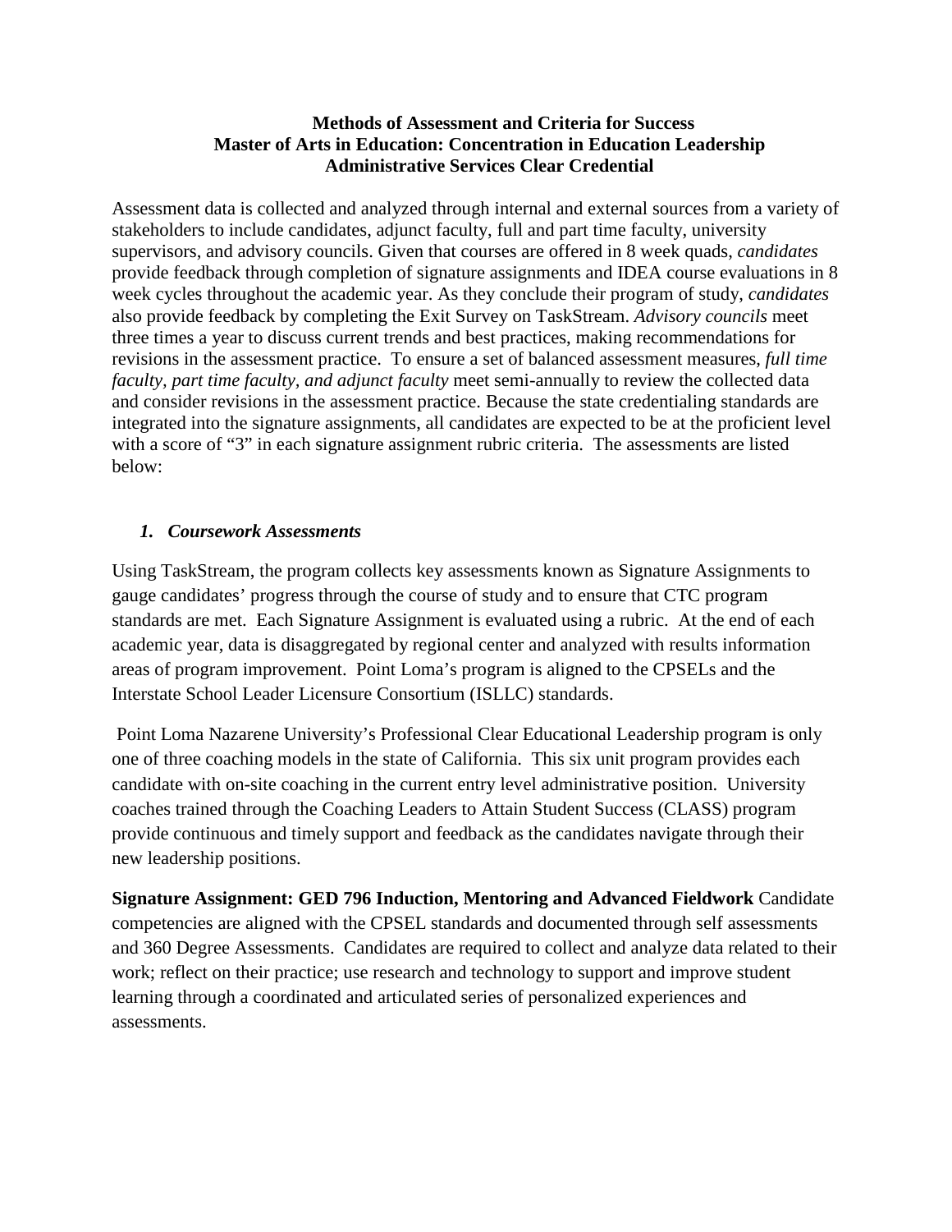**Methods of Assessment and Criteria for Success**
**Master of Arts in Education: Concentration in Education Leadership**
**Administrative Services Clear Credential**

Assessment data is collected and analyzed through internal and external sources from a variety of stakeholders to include candidates, adjunct faculty, full and part time faculty, university supervisors, and advisory councils. Given that courses are offered in 8 week quads, *candidates* provide feedback through completion of signature assignments and IDEA course evaluations in 8 week cycles throughout the academic year. As they conclude their program of study, *candidates* also provide feedback by completing the Exit Survey on TaskStream. *Advisory councils* meet three times a year to discuss current trends and best practices, making recommendations for revisions in the assessment practice. To ensure a set of balanced assessment measures, *full time faculty, part time faculty, and adjunct faculty* meet semi-annually to review the collected data and consider revisions in the assessment practice. Because the state credentialing standards are integrated into the signature assignments, all candidates are expected to be at the proficient level with a score of "3" in each signature assignment rubric criteria. The assessments are listed below:

### *1. Coursework Assessments*

Using TaskStream, the program collects key assessments known as Signature Assignments to gauge candidates' progress through the course of study and to ensure that CTC program standards are met. Each Signature Assignment is evaluated using a rubric. At the end of each academic year, data is disaggregated by regional center and analyzed with results information areas of program improvement. Point Loma's program is aligned to the CPSELs and the Interstate School Leader Licensure Consortium (ISLLC) standards.

Point Loma Nazarene University's Professional Clear Educational Leadership program is only one of three coaching models in the state of California. This six unit program provides each candidate with on-site coaching in the current entry level administrative position. University coaches trained through the Coaching Leaders to Attain Student Success (CLASS) program provide continuous and timely support and feedback as the candidates navigate through their new leadership positions.

**Signature Assignment: GED 796 Induction, Mentoring and Advanced Fieldwork** Candidate competencies are aligned with the CPSEL standards and documented through self assessments and 360 Degree Assessments. Candidates are required to collect and analyze data related to their work; reflect on their practice; use research and technology to support and improve student learning through a coordinated and articulated series of personalized experiences and assessments.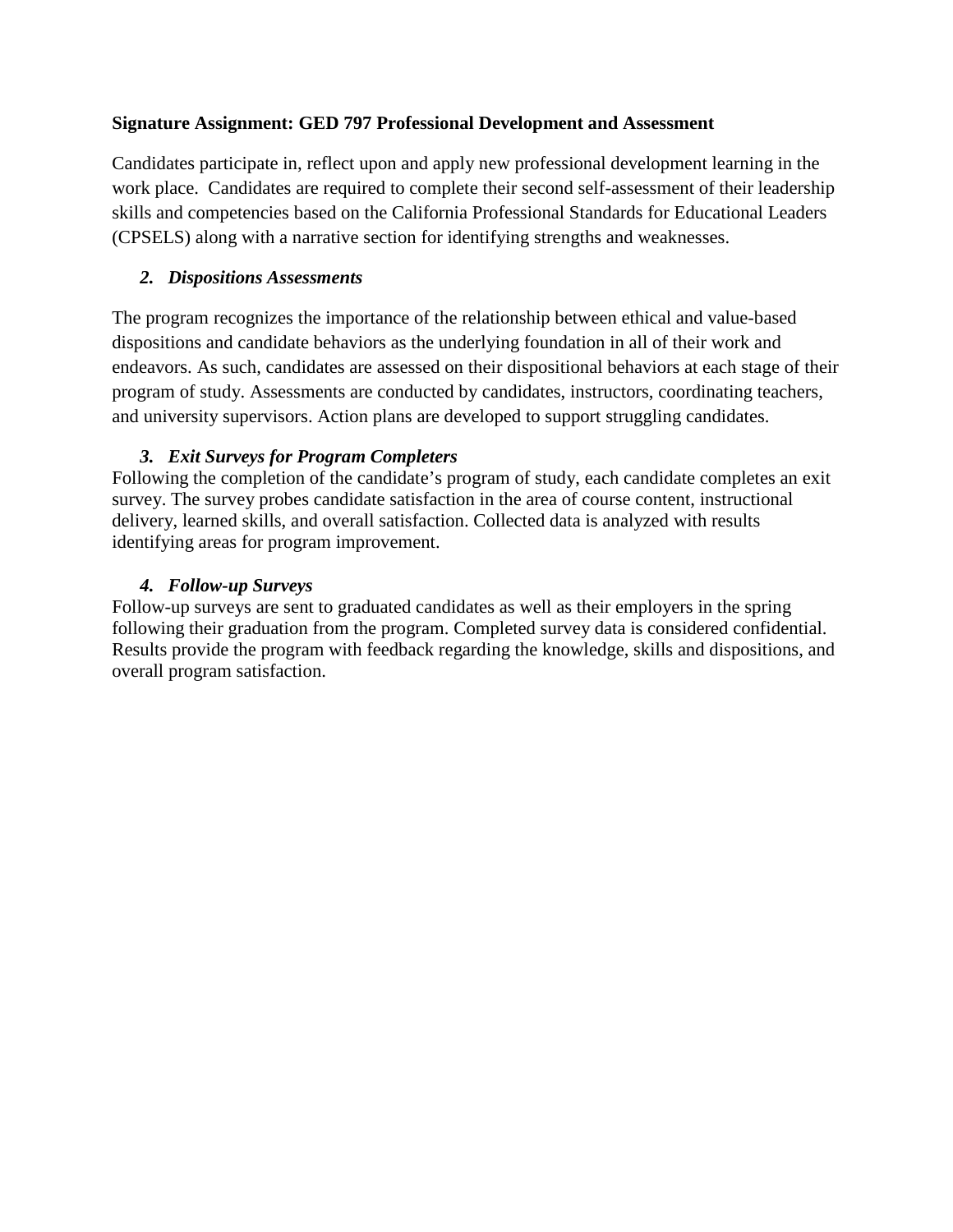**Signature Assignment: GED 797 Professional Development and Assessment**

Candidates participate in, reflect upon and apply new professional development learning in the work place. Candidates are required to complete their second self-assessment of their leadership skills and competencies based on the California Professional Standards for Educational Leaders (CPSELS) along with a narrative section for identifying strengths and weaknesses.

2. ***Dispositions Assessments***

The program recognizes the importance of the relationship between ethical and value-based dispositions and candidate behaviors as the underlying foundation in all of their work and endeavors. As such, candidates are assessed on their dispositional behaviors at each stage of their program of study. Assessments are conducted by candidates, instructors, coordinating teachers, and university supervisors. Action plans are developed to support struggling candidates.

3. ***Exit Surveys for Program Completers***

Following the completion of the candidate's program of study, each candidate completes an exit survey. The survey probes candidate satisfaction in the area of course content, instructional delivery, learned skills, and overall satisfaction. Collected data is analyzed with results identifying areas for program improvement.

4. ***Follow-up Surveys***

Follow-up surveys are sent to graduated candidates as well as their employers in the spring following their graduation from the program. Completed survey data is considered confidential. Results provide the program with feedback regarding the knowledge, skills and dispositions, and overall program satisfaction.